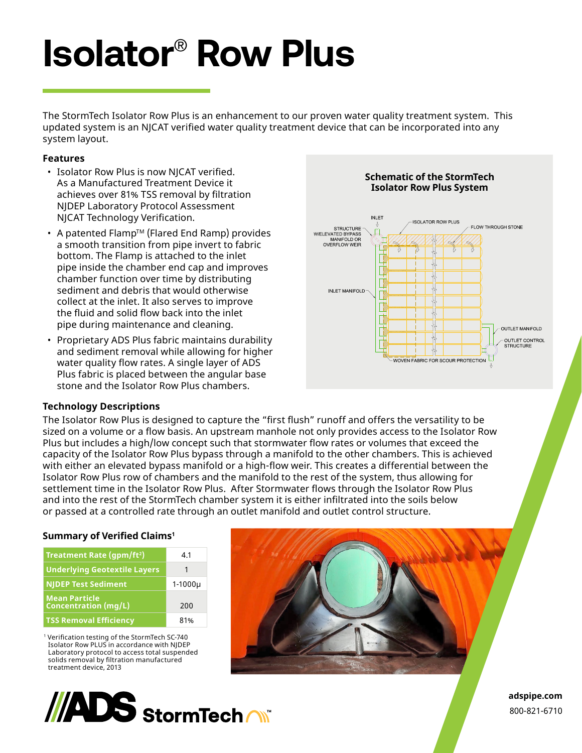# Isolator® Row Plus

The StormTech Isolator Row Plus is an enhancement to our proven water quality treatment system. This updated system is an NJCAT verified water quality treatment device that can be incorporated into any system layout.

### Features

- Isolator Row Plus is now NJCAT verified. As a Manufactured Treatment Device it achieves over 81% TSS removal by filtration NJDEP Laboratory Protocol Assessment NJCAT Technology Verification.
- A patented Flamp™ (Flared End Ramp) provides a smooth transition from pipe invert to fabric bottom. The Flamp is attached to the inlet pipe inside the chamber end cap and improves chamber function over time by distributing sediment and debris that would otherwise collect at the inlet. It also serves to improve the fluid and solid flow back into the inlet pipe during maintenance and cleaning.
- Proprietary ADS Plus fabric maintains durability and sediment removal while allowing for higher water quality flow rates. A single layer of ADS Plus fabric is placed between the angular base stone and the Isolator Row Plus chambers.

**Schematic of the StormTech Isolator Row Plus System**

INLET; ISOLATOR ROW PLUS; FLOW THROUGH STONE; STRUCTURE W/ELEVATED BYPASS MANIFOLD OR OVERFLOW WEIR; INLET MANIFOLD; OUTLET MANIFOLD; OUTLET CONTROL STRUCTURE; WOVEN FABRIC FOR SCOUR PROTECTION

### Technology Descriptions

The Isolator Row Plus is designed to capture the "first flush" runoff and offers the versatility to be sized on a volume or a flow basis. An upstream manhole not only provides access to the Isolator Row Plus but includes a high/low concept such that stormwater flow rates or volumes that exceed the capacity of the Isolator Row Plus bypass through a manifold to the other chambers. This is achieved with either an elevated bypass manifold or a high-flow weir. This creates a differential between the Isolator Row Plus row of chambers and the manifold to the rest of the system, thus allowing for settlement time in the Isolator Row Plus. After Stormwater flows through the Isolator Row Plus and into the rest of the StormTech chamber system it is either infiltrated into the soils below or passed at a controlled rate through an outlet manifold and outlet control structure.

### Summary of Verified Claims[1]

| Claim | Value |
|---|---|
| Treatment Rate (gpm/ft²) | 4.1 |
| Underlying Geotextile Layers | 1 |
| NJDEP Test Sediment | 1-1000µ |
| Mean Particle Concentration (mg/L) | 200 |
| TSS Removal Efficiency | 81% |

[1] Verification testing of the StormTech SC-740 Isolator Row PLUS in accordance with NJDEP Laboratory protocol to access total suspended solids removal by filtration manufactured treatment device, 2013

ADS StormTech

adspipe.com
800-821-6710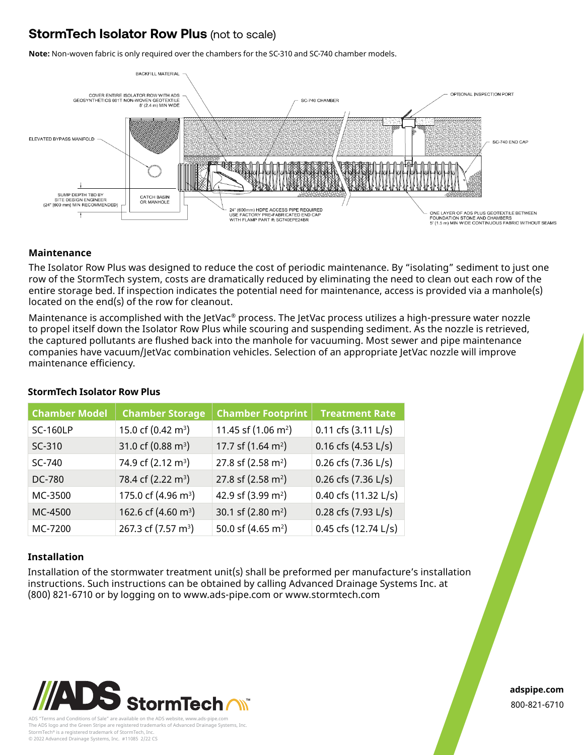## StormTech Isolator Row Plus (not to scale)

**Note:** Non-woven fabric is only required over the chambers for the SC-310 and SC-740 chamber models.

BACKFILL MATERIAL

COVER ENTIRE ISOLATOR ROW WITH ADS GEOSYNTHETICS 601T NON-WOVEN GEOTEXTILE 8' (2.4 m) MIN WIDE

SC-740 CHAMBER

OPTIONAL INSPECTION PORT

ELEVATED BYPASS MANIFOLD

SC-740 END CAP

SUMP DEPTH TBD BY SITE DESIGN ENGINEER (24" [600 mm] MIN RECOMMENDED)

CATCH BASIN OR MANHOLE

24" (600mm) HDPE ACCESS PIPE REQUIRED USE FACTORY PRE-FABRICATED END CAP WITH FLAMP PART #: SC740EPE24BR

ONE LAYER OF ADS PLUS GEOTEXTILE BETWEEN FOUNDATION STONE AND CHAMBERS 5' (1.5 m) MIN WIDE CONTINUOUS FABRIC WITHOUT SEAMS

### Maintenance

The Isolator Row Plus was designed to reduce the cost of periodic maintenance. By "isolating" sediment to just one row of the StormTech system, costs are dramatically reduced by eliminating the need to clean out each row of the entire storage bed. If inspection indicates the potential need for maintenance, access is provided via a manhole(s) located on the end(s) of the row for cleanout.

Maintenance is accomplished with the JetVac® process. The JetVac process utilizes a high-pressure water nozzle to propel itself down the Isolator Row Plus while scouring and suspending sediment. As the nozzle is retrieved, the captured pollutants are flushed back into the manhole for vacuuming. Most sewer and pipe maintenance companies have vacuum/JetVac combination vehicles. Selection of an appropriate JetVac nozzle will improve maintenance efficiency.

### StormTech Isolator Row Plus

| Chamber Model | Chamber Storage | Chamber Footprint | Treatment Rate |
|---|---|---|---|
| SC-160LP | 15.0 cf (0.42 $m^3$) | 11.45 sf (1.06 $m^2$) | 0.11 cfs (3.11 L/s) |
| SC-310 | 31.0 cf (0.88 $m^3$) | 17.7 sf (1.64 $m^2$) | 0.16 cfs (4.53 L/s) |
| SC-740 | 74.9 cf (2.12 $m^3$) | 27.8 sf (2.58 $m^2$) | 0.26 cfs (7.36 L/s) |
| DC-780 | 78.4 cf (2.22 $m^3$) | 27.8 sf (2.58 $m^2$) | 0.26 cfs (7.36 L/s) |
| MC-3500 | 175.0 cf (4.96 $m^3$) | 42.9 sf (3.99 $m^2$) | 0.40 cfs (11.32 L/s) |
| MC-4500 | 162.6 cf (4.60 $m^3$) | 30.1 sf (2.80 $m^2$) | 0.28 cfs (7.93 L/s) |
| MC-7200 | 267.3 cf (7.57 $m^3$) | 50.0 sf (4.65 $m^2$) | 0.45 cfs (12.74 L/s) |

### Installation

Installation of the stormwater treatment unit(s) shall be preformed per manufacture's installation instructions. Such instructions can be obtained by calling Advanced Drainage Systems Inc. at (800) 821-6710 or by logging on to www.ads-pipe.com or www.stormtech.com

ADS StormTech

ADS "Terms and Conditions of Sale" are available on the ADS website, www.ads-pipe.com
The ADS logo and the Green Stripe are registered trademarks of Advanced Drainage Systems, Inc.
StormTech® is a registered trademark of StormTech, Inc.
© 2022 Advanced Drainage Systems, Inc. #11085 2/22 CS

**adspipe.com**
800-821-6710